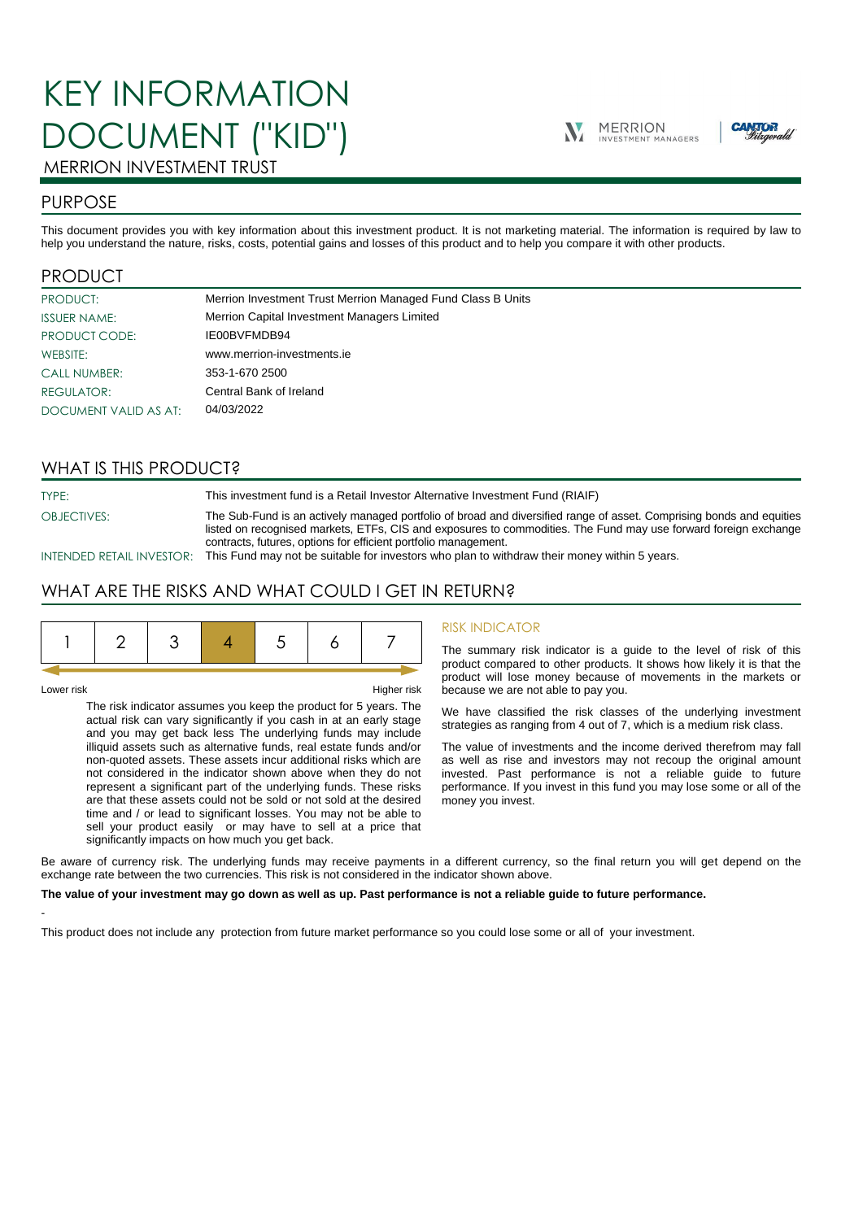# KEY INFORMATION DOCUMENT ("KID")

MERRION INVESTMENT TRUST

## PURPOSE

This document provides you with key information about this investment product. It is not marketing material. The information is required by law to help you understand the nature, risks, costs, potential gains and losses of this product and to help you compare it with other products.

## PRODUCT

| | |
|---|---|
| PRODUCT: | Merrion Investment Trust Merrion Managed Fund Class B Units |
| ISSUER NAME: | Merrion Capital Investment Managers Limited |
| PRODUCT CODE: | IE00BVFMDB94 |
| WEBSITE: | www.merrion-investments.ie |
| CALL NUMBER: | 353-1-670 2500 |
| REGULATOR: | Central Bank of Ireland |
| DOCUMENT VALID AS AT: | 04/03/2022 |

## WHAT IS THIS PRODUCT?

| | |
|---|---|
| TYPE: | This investment fund is a Retail Investor Alternative Investment Fund (RIAIF) |
| OBJECTIVES: | The Sub-Fund is an actively managed portfolio of broad and diversified range of asset. Comprising bonds and equities listed on recognised markets, ETFs, CIS and exposures to commodities. The Fund may use forward foreign exchange contracts, futures, options for efficient portfolio management. |
| INTENDED RETAIL INVESTOR: | This Fund may not be suitable for investors who plan to withdraw their money within 5 years. |

## WHAT ARE THE RISKS AND WHAT COULD I GET IN RETURN?

| 1 | 2 | 3 | **4** | 5 | 6 | 7 |
|---|---|---|---|---|---|---|

Lower risk — Higher risk

The risk indicator assumes you keep the product for 5 years. The actual risk can vary significantly if you cash in at an early stage and you may get back less The underlying funds may include illiquid assets such as alternative funds, real estate funds and/or non-quoted assets. These assets incur additional risks which are not considered in the indicator shown above when they do not represent a significant part of the underlying funds. These risks are that these assets could not be sold or not sold at the desired time and / or lead to significant losses. You may not be able to sell your product easily or may have to sell at a price that significantly impacts on how much you get back.

### RISK INDICATOR

The summary risk indicator is a guide to the level of risk of this product compared to other products. It shows how likely it is that the product will lose money because of movements in the markets or because we are not able to pay you.

We have classified the risk classes of the underlying investment strategies as ranging from 4 out of 7, which is a medium risk class.

The value of investments and the income derived therefrom may fall as well as rise and investors may not recoup the original amount invested. Past performance is not a reliable guide to future performance. If you invest in this fund you may lose some or all of the money you invest.

Be aware of currency risk. The underlying funds may receive payments in a different currency, so the final return you will get depend on the exchange rate between the two currencies. This risk is not considered in the indicator shown above.

**The value of your investment may go down as well as up. Past performance is not a reliable guide to future performance.**

-

This product does not include any protection from future market performance so you could lose some or all of your investment.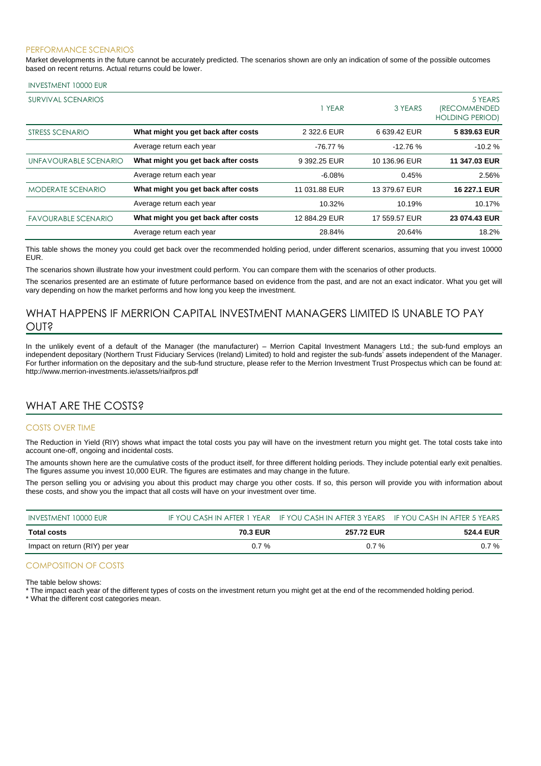### PERFORMANCE SCENARIOS

Market developments in the future cannot be accurately predicted. The scenarios shown are only an indication of some of the possible outcomes based on recent returns. Actual returns could be lower.

| INVESTMENT 10000 EUR | | | | |
|---|---|---|---|---|
| SURVIVAL SCENARIOS | | 1 YEAR | 3 YEARS | 5 YEARS (RECOMMENDED HOLDING PERIOD) |
| STRESS SCENARIO | **What might you get back after costs** | 2 322.6 EUR | 6 639.42 EUR | **5 839.63 EUR** |
| | Average return each year | -76.77 % | -12.76 % | -10.2 % |
| UNFAVOURABLE SCENARIO | **What might you get back after costs** | 9 392.25 EUR | 10 136.96 EUR | **11 347.03 EUR** |
| | Average return each year | -6.08% | 0.45% | 2.56% |
| MODERATE SCENARIO | **What might you get back after costs** | 11 031.88 EUR | 13 379.67 EUR | **16 227.1 EUR** |
| | Average return each year | 10.32% | 10.19% | 10.17% |
| FAVOURABLE SCENARIO | **What might you get back after costs** | 12 884.29 EUR | 17 559.57 EUR | **23 074.43 EUR** |
| | Average return each year | 28.84% | 20.64% | 18.2% |

This table shows the money you could get back over the recommended holding period, under different scenarios, assuming that you invest 10000 EUR.

The scenarios shown illustrate how your investment could perform. You can compare them with the scenarios of other products.

The scenarios presented are an estimate of future performance based on evidence from the past, and are not an exact indicator. What you get will vary depending on how the market performs and how long you keep the investment.

## WHAT HAPPENS IF MERRION CAPITAL INVESTMENT MANAGERS LIMITED IS UNABLE TO PAY OUT?

In the unlikely event of a default of the Manager (the manufacturer) – Merrion Capital Investment Managers Ltd.; the sub-fund employs an independent depositary (Northern Trust Fiduciary Services (Ireland) Limited) to hold and register the sub-funds' assets independent of the Manager. For further information on the depositary and the sub-fund structure, please refer to the Merrion Investment Trust Prospectus which can be found at: http://www.merrion-investments.ie/assets/riaifpros.pdf

## WHAT ARE THE COSTS?

### COSTS OVER TIME

The Reduction in Yield (RIY) shows what impact the total costs you pay will have on the investment return you might get. The total costs take into account one-off, ongoing and incidental costs.

The amounts shown here are the cumulative costs of the product itself, for three different holding periods. They include potential early exit penalties. The figures assume you invest 10,000 EUR. The figures are estimates and may change in the future.

The person selling you or advising you about this product may charge you other costs. If so, this person will provide you with information about these costs, and show you the impact that all costs will have on your investment over time.

| INVESTMENT 10000 EUR | IF YOU CASH IN AFTER 1 YEAR | IF YOU CASH IN AFTER 3 YEARS | IF YOU CASH IN AFTER 5 YEARS |
|---|---|---|---|
| **Total costs** | **70.3 EUR** | **257.72 EUR** | **524.4 EUR** |
| Impact on return (RIY) per year | 0.7 % | 0.7 % | 0.7 % |

### COMPOSITION OF COSTS

The table below shows:

* The impact each year of the different types of costs on the investment return you might get at the end of the recommended holding period.
* What the different cost categories mean.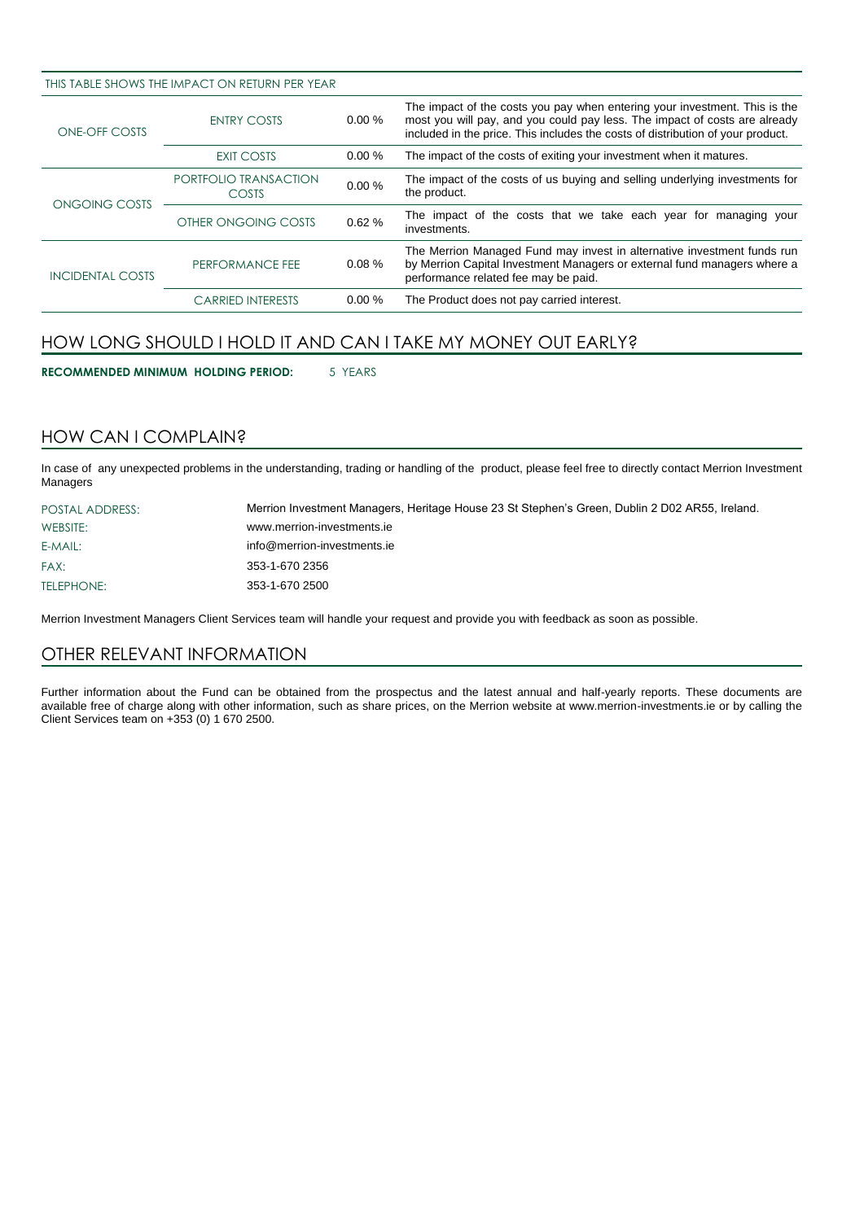| THIS TABLE SHOWS THE IMPACT ON RETURN PER YEAR | | | |
|---|---|---|---|
| ONE-OFF COSTS | ENTRY COSTS | 0.00 % | The impact of the costs you pay when entering your investment. This is the most you will pay, and you could pay less. The impact of costs are already included in the price. This includes the costs of distribution of your product. |
| | EXIT COSTS | 0.00 % | The impact of the costs of exiting your investment when it matures. |
| ONGOING COSTS | PORTFOLIO TRANSACTION COSTS | 0.00 % | The impact of the costs of us buying and selling underlying investments for the product. |
| | OTHER ONGOING COSTS | 0.62 % | The impact of the costs that we take each year for managing your investments. |
| INCIDENTAL COSTS | PERFORMANCE FEE | 0.08 % | The Merrion Managed Fund may invest in alternative investment funds run by Merrion Capital Investment Managers or external fund managers where a performance related fee may be paid. |
| | CARRIED INTERESTS | 0.00 % | The Product does not pay carried interest. |

## HOW LONG SHOULD I HOLD IT AND CAN I TAKE MY MONEY OUT EARLY?

**RECOMMENDED MINIMUM HOLDING PERIOD:** 5 YEARS

## HOW CAN I COMPLAIN?

In case of any unexpected problems in the understanding, trading or handling of the product, please feel free to directly contact Merrion Investment Managers

| | |
|---|---|
| POSTAL ADDRESS: | Merrion Investment Managers, Heritage House 23 St Stephen's Green, Dublin 2 D02 AR55, Ireland. |
| WEBSITE: | www.merrion-investments.ie |
| E-MAIL: | info@merrion-investments.ie |
| FAX: | 353-1-670 2356 |
| TELEPHONE: | 353-1-670 2500 |

Merrion Investment Managers Client Services team will handle your request and provide you with feedback as soon as possible.

## OTHER RELEVANT INFORMATION

Further information about the Fund can be obtained from the prospectus and the latest annual and half-yearly reports. These documents are available free of charge along with other information, such as share prices, on the Merrion website at www.merrion-investments.ie or by calling the Client Services team on +353 (0) 1 670 2500.